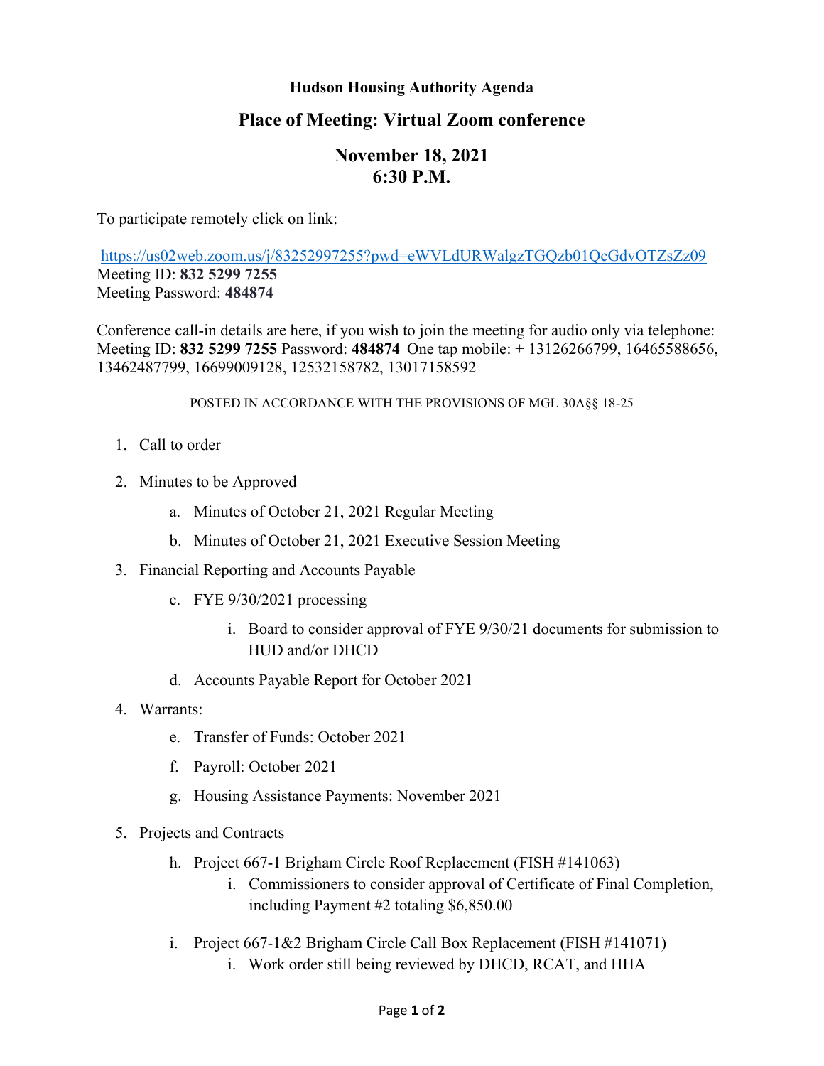**Hudson Housing Authority Agenda**

## Place of Meeting: Virtual Zoom conference

## November 18, 2021
## 6:30 P.M.

To participate remotely click on link:

https://us02web.zoom.us/j/83252997255?pwd=eWVLdURWalgzTGQzb01QcGdvOTZsZz09
Meeting ID: **832 5299 7255**
Meeting Password: **484874**

Conference call-in details are here, if you wish to join the meeting for audio only via telephone: Meeting ID: **832 5299 7255** Password: **484874** One tap mobile: + 13126266799, 16465588656, 13462487799, 16699009128, 12532158782, 13017158592

POSTED IN ACCORDANCE WITH THE PROVISIONS OF MGL 30A§§ 18-25

1. Call to order

2. Minutes to be Approved

   a. Minutes of October 21, 2021 Regular Meeting

   b. Minutes of October 21, 2021 Executive Session Meeting

3. Financial Reporting and Accounts Payable

   c. FYE 9/30/2021 processing

      i. Board to consider approval of FYE 9/30/21 documents for submission to HUD and/or DHCD

   d. Accounts Payable Report for October 2021

4. Warrants:

   e. Transfer of Funds: October 2021

   f. Payroll: October 2021

   g. Housing Assistance Payments: November 2021

5. Projects and Contracts

   h. Project 667-1 Brigham Circle Roof Replacement (FISH #141063)
      i. Commissioners to consider approval of Certificate of Final Completion, including Payment #2 totaling $6,850.00

   i. Project 667-1&2 Brigham Circle Call Box Replacement (FISH #141071)
      i. Work order still being reviewed by DHCD, RCAT, and HHA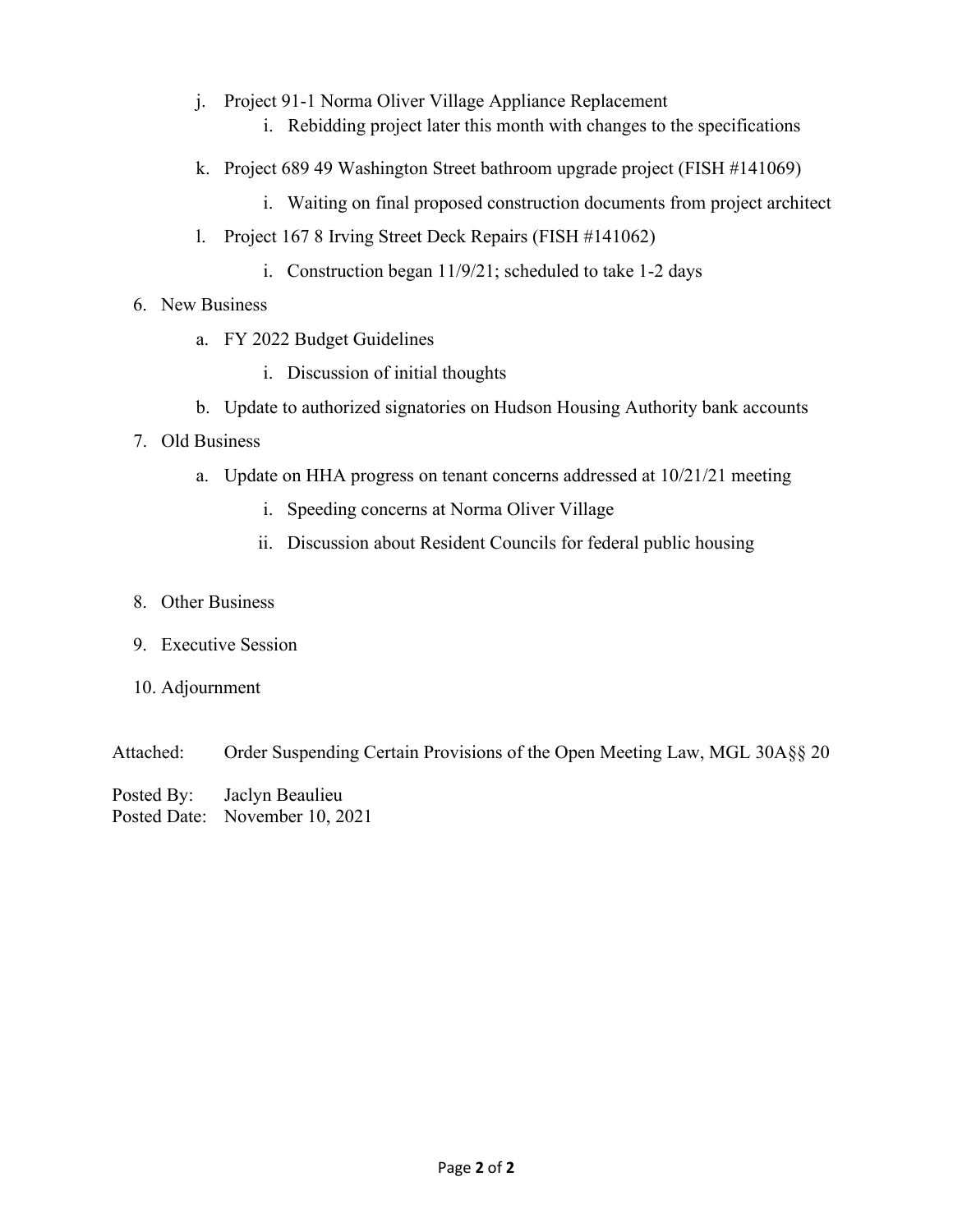j. Project 91-1 Norma Oliver Village Appliance Replacement
    i. Rebidding project later this month with changes to the specifications

k. Project 689 49 Washington Street bathroom upgrade project (FISH #141069)
    i. Waiting on final proposed construction documents from project architect

l. Project 167 8 Irving Street Deck Repairs (FISH #141062)
    i. Construction began 11/9/21; scheduled to take 1-2 days

6. New Business
    a. FY 2022 Budget Guidelines
        i. Discussion of initial thoughts
    b. Update to authorized signatories on Hudson Housing Authority bank accounts

7. Old Business
    a. Update on HHA progress on tenant concerns addressed at 10/21/21 meeting
        i. Speeding concerns at Norma Oliver Village
        ii. Discussion about Resident Councils for federal public housing

8. Other Business

9. Executive Session

10. Adjournment

Attached: Order Suspending Certain Provisions of the Open Meeting Law, MGL 30A§§ 20

Posted By: Jaclyn Beaulieu
Posted Date: November 10, 2021